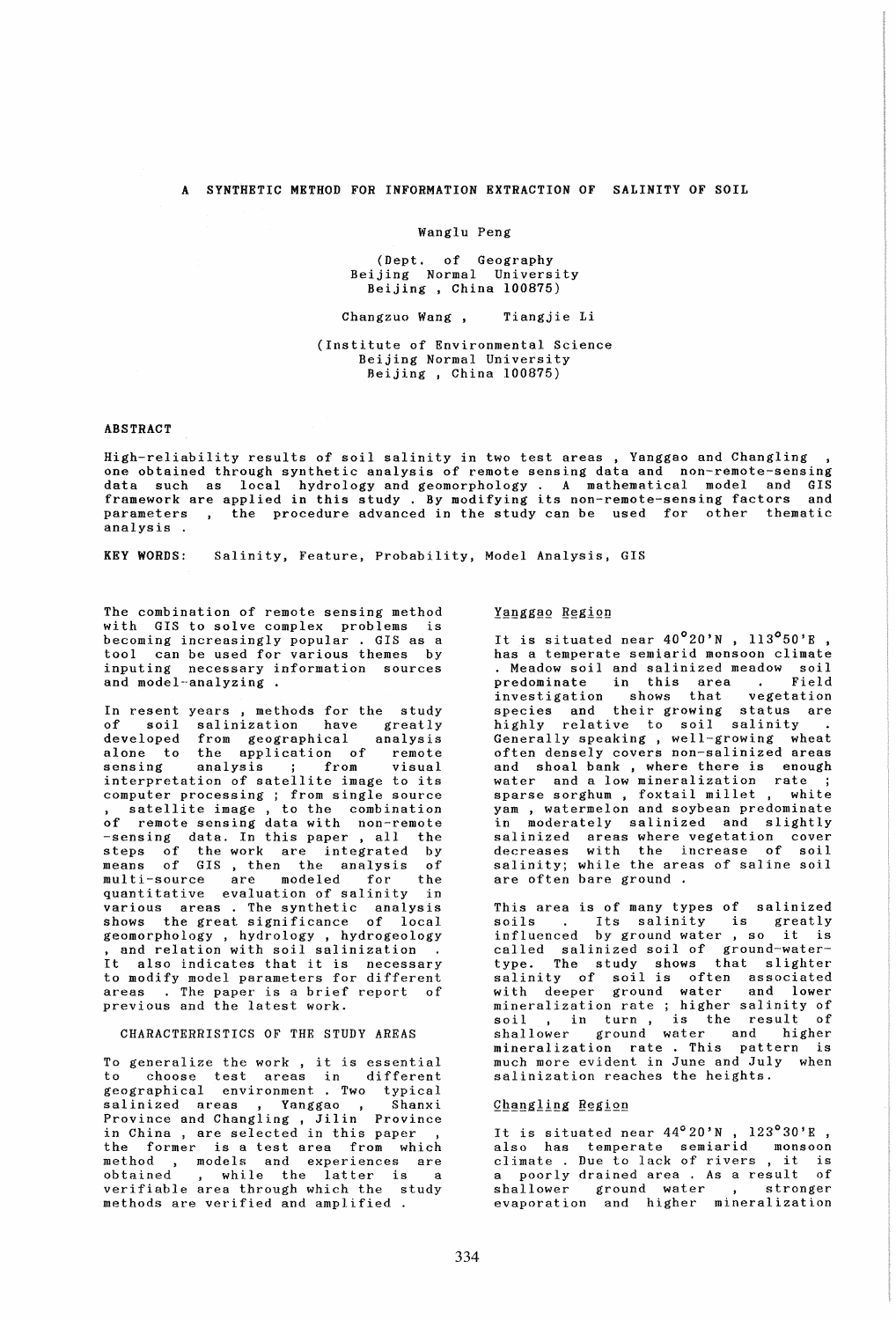# A SYNTHETIC METHOD FOR INFORMATION EXTRACTION OF SALINITY OF SOIL

Wanglu Peng

(Dept. of Geography
Beijing Normal University
Beijing , China 100875)

Changzuo Wang , Tiangjie Li

(Institute of Environmental Science
Beijing Normal University
Beijing , China 100875)

## ABSTRACT

High-reliability results of soil salinity in two test areas , Yanggao and Changling , one obtained through synthetic analysis of remote sensing data and non-remote-sensing data such as local hydrology and geomorphology . A mathematical model and GIS framework are applied in this study . By modifying its non-remote-sensing factors and parameters , the procedure advanced in the study can be used for other thematic analysis .

KEY WORDS: Salinity, Feature, Probability, Model Analysis, GIS

The combination of remote sensing method with GIS to solve complex problems is becoming increasingly popular . GIS as a tool can be used for various themes by inputing necessary information sources and model-analyzing .

In resent years , methods for the study of soil salinization have greatly developed from geographical analysis alone to the application of remote sensing analysis ; from visual interpretation of satellite image to its computer processing ; from single source , satellite image , to the combination of remote sensing data with non-remote -sensing data. In this paper , all the steps of the work are integrated by means of GIS , then the analysis of multi-source are modeled for the quantitative evaluation of salinity in various areas . The synthetic analysis shows the great significance of local geomorphology , hydrology , hydrogeology , and relation with soil salinization . It also indicates that it is necessary to modify model parameters for different areas . The paper is a brief report of previous and the latest work.

## CHARACTERRISTICS OF THE STUDY AREAS

To generalize the work , it is essential to choose test areas in different geographical environment . Two typical salinized areas , Yanggao , Shanxi Province and Changling , Jilin Province in China , are selected in this paper , the former is a test area from which method , models and experiences are obtained , while the latter is a verifiable area through which the study methods are verified and amplified .

### Yanggao Region

It is situated near 40°20'N , 113°50'E , has a temperate semiarid monsoon climate . Meadow soil and salinized meadow soil predominate in this area . Field investigation shows that vegetation species and their growing status are highly relative to soil salinity . Generally speaking , well-growing wheat often densely covers non-salinized areas and shoal bank , where there is enough water and a low mineralization rate ; sparse sorghum , foxtail millet , white yam , watermelon and soybean predominate in moderately salinized and slightly salinized areas where vegetation cover decreases with the increase of soil salinity; while the areas of saline soil are often bare ground .

This area is of many types of salinized soils . Its salinity is greatly influenced by ground water , so it is called salinized soil of ground-water-type. The study shows that slighter salinity of soil is often associated with deeper ground water and lower mineralization rate ; higher salinity of soil , in turn , is the result of shallower ground water and higher mineralization rate . This pattern is much more evident in June and July when salinization reaches the heights.

### Changling Region

It is situated near 44°20'N , 123°30'E , also has temperate semiarid monsoon climate . Due to lack of rivers , it is a poorly drained area . As a result of shallower ground water , stronger evaporation and higher mineralization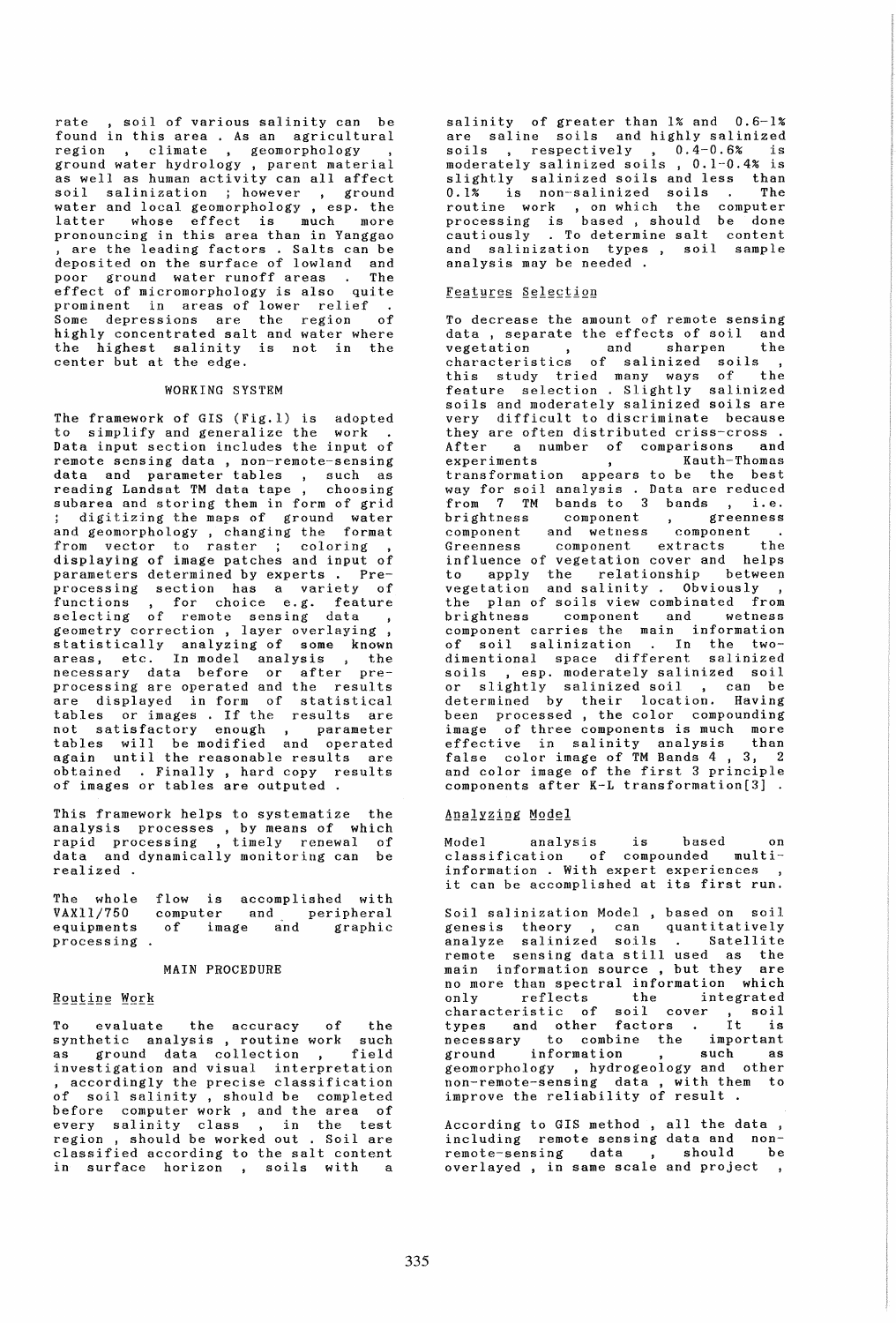rate , soil of various salinity can be found in this area . As an agricultural region , climate , geomorphology , ground water hydrology , parent material as well as human activity can all affect soil salinization ; however , ground water and local geomorphology , esp. the latter whose effect is much more pronouncing in this area than in Yanggao , are the leading factors . Salts can be deposited on the surface of lowland and poor ground water runoff areas . The effect of micromorphology is also quite prominent in areas of lower relief . Some depressions are the region of highly concentrated salt and water where the highest salinity is not in the center but at the edge.

## WORKING SYSTEM

The framework of GIS (Fig.1) is adopted to simplify and generalize the work . Data input section includes the input of remote sensing data , non-remote-sensing data and parameter tables , such as reading Landsat TM data tape , choosing subarea and storing them in form of grid ; digitizing the maps of ground water and geomorphology , changing the format from vector to raster ; coloring , displaying of image patches and input of parameters determined by experts . Pre-processing section has a variety of functions , for choice e.g. feature selecting of remote sensing data , geometry correction , layer overlaying , statistically analyzing of some known areas, etc. In model analysis , the necessary data before or after pre-processing are operated and the results are displayed in form of statistical tables or images . If the results are not satisfactory enough , parameter tables will be modified and operated again until the reasonable results are obtained . Finally , hard copy results of images or tables are outputed .

This framework helps to systematize the analysis processes , by means of which rapid processing , timely renewal of data and dynamically monitoring can be realized .

The whole flow is accomplished with VAX11/750 computer and peripheral equipments of image and graphic processing .

## MAIN PROCEDURE

### Routine Work

To evaluate the accuracy of the synthetic analysis , routine work such as ground data collection , field investigation and visual interpretation , accordingly the precise classification of soil salinity , should be completed before computer work , and the area of every salinity class , in the test region , should be worked out . Soil are classified according to the salt content in surface horizon , soils with a salinity of greater than 1% and 0.6-1% are saline soils and highly salinized soils , respectively , 0.4-0.6% is moderately salinized soils , 0.1-0.4% is slightly salinized soils and less than 0.1% is non-salinized soils . The routine work , on which the computer processing is based , should be done cautiously . To determine salt content and salinization types , soil sample analysis may be needed .

### Features Selection

To decrease the amount of remote sensing data , separate the effects of soil and vegetation , and sharpen the characteristics of salinized soils , this study tried many ways of the feature selection . Slightly salinized soils and moderately salinized soils are very difficult to discriminate because they are often distributed criss-cross . After a number of comparisons and experiments , Kauth-Thomas transformation appears to be the best way for soil analysis . Data are reduced from 7 TM bands to 3 bands , i.e. brightness component , greenness component and wetness component . Greenness component extracts the influence of vegetation cover and helps to apply the relationship between vegetation and salinity . Obviously , the plan of soils view combinated from brightness component and wetness component carries the main information of soil salinization . In the two-dimentional space different salinized soils , esp. moderately salinized soil or slightly salinized soil , can be determined by their location. Having been processed , the color compounding image of three components is much more effective in salinity analysis than false color image of TM Bands 4 , 3, 2 and color image of the first 3 principle components after K-L transformation[3] .

### Analyzing Model

Model analysis is based on classification of compounded multi-information . With expert experiences , it can be accomplished at its first run.

Soil salinization Model , based on soil genesis theory , can quantitatively analyze salinized soils . Satellite remote sensing data still used as the main information source , but they are no more than spectral information which only reflects the integrated characteristic of soil cover , soil types and other factors . It is necessary to combine the important ground information , such as geomorphology , hydrogeology and other non-remote-sensing data , with them to improve the reliability of result .

According to GIS method , all the data , including remote sensing data and non-remote-sensing data , should be overlayed , in same scale and project ,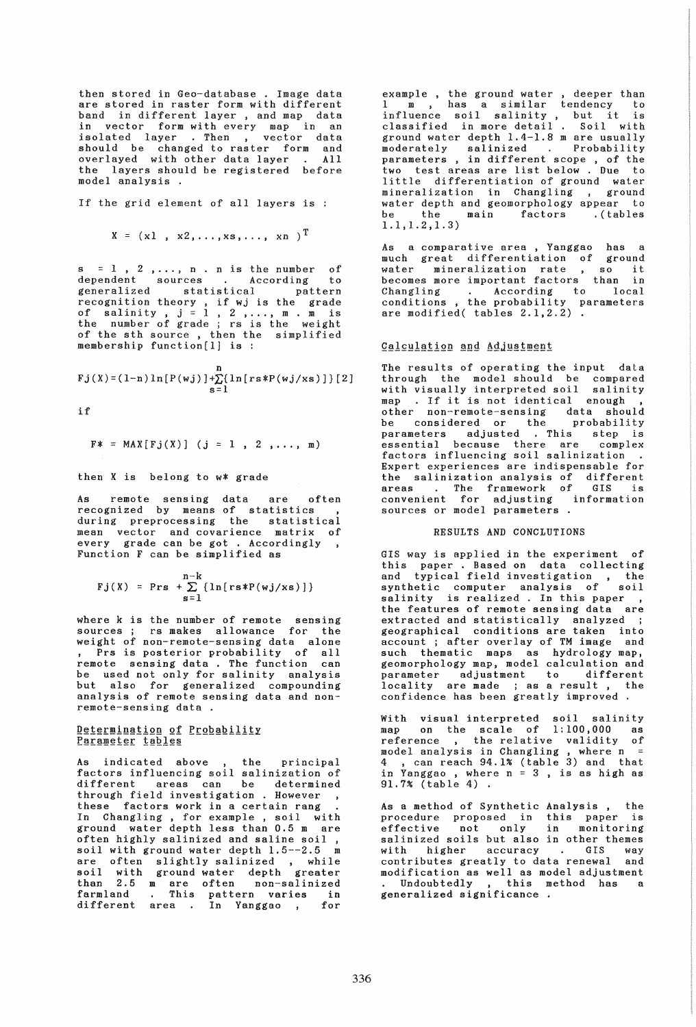then stored in Geo-database . Image data are stored in raster form with different band in different layer , and map data in vector form with every map in an isolated layer . Then , vector data should be changed to raster form and overlayed with other data layer . All the layers should be registered before model analysis .

If the grid element of all layers is :

$$X = (x1 , x2, \ldots, xs, \ldots, xn )^T$$

$s = 1 , 2 , \ldots, n$ . n is the number of dependent sources . According to generalized statistical pattern recognition theory , if wj is the grade of salinity , $j = 1 , 2 , \ldots, m$ . m is the number of grade ; rs is the weight of the sth source , then the simplified membership function[1] is :

$$Fj(X)=(1-n)\ln[P(wj)]+\sum_{s=1}^{n}\{\ln[rs*P(wj/xs)]\}\ [2]$$

if

$$F* = MAX[Fj(X)] \quad (j = 1 , 2 , \ldots, m)$$

then X is belong to w* grade

As remote sensing data are often recognized by means of statistics , during preprocessing the statistical mean vector and covarience matrix of every grade can be got . Accordingly , Function F can be simplified as

$$Fj(X) = Prs + \sum_{s=1}^{n-k} \{\ln[rs*P(wj/xs)]\}$$

where k is the number of remote sensing sources ; rs makes allowance for the weight of non-remote-sensing data alone , Prs is posterior probability of all remote sensing data . The function can be used not only for salinity analysis but also for generalized compounding analysis of remote sensing data and non-remote-sensing data .

### Determination of Probability Parameter tables

As indicated above , the principal factors influencing soil salinization of different areas can be determined through field investigation . However , these factors work in a certain rang . In Changling , for example , soil with ground water depth less than 0.5 m are often highly salinized and saline soil , soil with ground water depth 1.5--2.5 m are often slightly salinized , while soil with ground water depth greater than 2.5 m are often non-salinized farmland . This pattern varies in different area . In Yanggao , for example , the ground water , deeper than 1 m , has a similar tendency to influence soil salinity , but it is classified in more detail . Soil with ground water depth 1.4-1.8 m are usually moderately salinized . Probability parameters , in different scope , of the two test areas are list below . Due to little differentiation of ground water mineralization in Changling , ground water depth and geomorphology appear to be the main factors .(tables 1.1,1.2,1.3)

As a comparative area , Yanggao has a much great differentiation of ground water mineralization rate , so it becomes more important factors than in Changling . According to local conditions , the probability parameters are modified( tables 2.1,2.2) .

### Calculation and Adjustment

The results of operating the input data through the model should be compared with visually interpreted soil salinity map . If it is not identical enough , other non-remote-sensing data should be considered or the probability parameters adjusted . This step is essential because there are complex factors influencing soil salinization . Expert experiences are indispensable for the salinization analysis of different areas . The framework of GIS is convenient for adjusting information sources or model parameters .

## RESULTS AND CONCLUTIONS

GIS way is applied in the experiment of this paper . Based on data collecting and typical field investigation , the synthetic computer analysis of soil salinity is realized . In this paper , the features of remote sensing data are extracted and statistically analyzed ; geographical conditions are taken into account ; after overlay of TM image and such thematic maps as hydrology map, geomorphology map, model calculation and parameter adjustment to different locality are made ; as a result , the confidence has been greatly improved .

With visual interpreted soil salinity map on the scale of 1:100,000 as reference , the relative validity of model analysis in Changling , where n = 4 , can reach 94.1% (table 3) and that in Yanggao , where n = 3 , is as high as 91.7% (table 4) .

As a method of Synthetic Analysis , the procedure proposed in this paper is effective not only in monitoring salinized soils but also in other themes with higher accuracy . GIS way contributes greatly to data renewal and modification as well as model adjustment . Undoubtedly , this method has a generalized significance .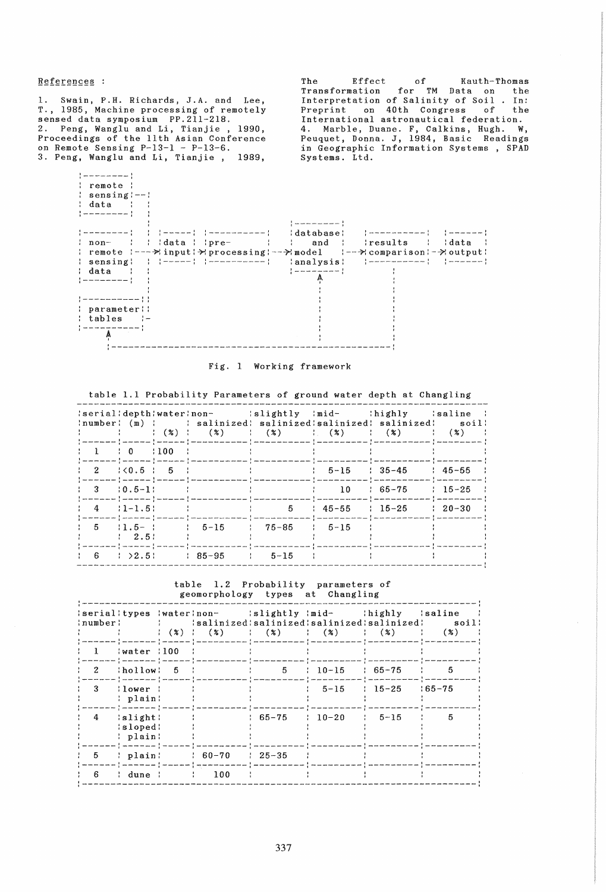## References :

1. Swain, P.H. Richards, J.A. and Lee, T., 1985, Machine processing of remotely sensed data symposium PP.211-218.
2. Peng, Wanglu and Li, Tianjie , 1990, Proceedings of the 11th Asian Conference on Remote Sensing P-13-1 - P-13-6.
3. Peng, Wanglu and Li, Tianjie , 1989, The Effect of Kauth-Thomas Transformation for TM Data on the Interpretation of Salinity of Soil . In: Preprint on 40th Congress of the International astronautical federation.
4. Marble, Duane. F, Calkins, Hugh. W, Peuquet, Donna. J, 1984, Basic Readings in Geographic Information Systems , SPAD Systems. Ltd.

```
|--------|
| remote |
| sensing|--|
| data   |  |
|--------|  |
            |                              |--------|
|--------|  |  |-----|  |----------|      |database|    |----------|    |------|
| non-   |  |  |data |  |pre-      |      |  and   |    |results   |    |data  |
| remote |--->|input|->|processing|--->|model   |--->|comparison|--->|output|
| sensing|  |  |-----|  |----------|      |analysis|    |----------|    |------|
| data   |  |                              |--------|         |
|--------|  |                                  ^               |
            |                                  |               |
|----------||                                  |               |
| parameter||                                  |               |
| tables   |-                                  |               |
|----------|                                   |               |
     ^                                         |               |
     |-----------------------------------------------------------|
```

Fig. 1 Working framework

table 1.1 Probability Parameters of ground water depth at Changling

| serial number | depth (m) | water (%) | non-salinized (%) | slightly salinized (%) | mid-salinized (%) | highly salinized (%) | saline soil (%) |
|---|---|---|---|---|---|---|---|
| 1 | 0 | 100 | | | | | |
| 2 | <0.5 | 5 | | | 5-15 | 35-45 | 45-55 |
| 3 | 0.5-1 | | | | 10 | 65-75 | 15-25 |
| 4 | 1-1.5 | | | 5 | 45-55 | 15-25 | 20-30 |
| 5 | 1.5-2.5 | | 5-15 | 75-85 | 5-15 | | |
| 6 | >2.5 | | 85-95 | 5-15 | | | |

table 1.2 Probability parameters of geomorphology types at Changling

| serial number | types | water (%) | non-salinized (%) | slightly salinized (%) | mid-salinized (%) | highly salinized (%) | saline soil (%) |
|---|---|---|---|---|---|---|---|
| 1 | water | 100 | | | | | |
| 2 | hollow | 5 | | 5 | 10-15 | 65-75 | 5 |
| 3 | lower plain | | | | 5-15 | 15-25 | 65-75 |
| 4 | slight sloped plain | | | 65-75 | 10-20 | 5-15 | 5 |
| 5 | plain | | 60-70 | 25-35 | | | |
| 6 | dune | | 100 | | | | |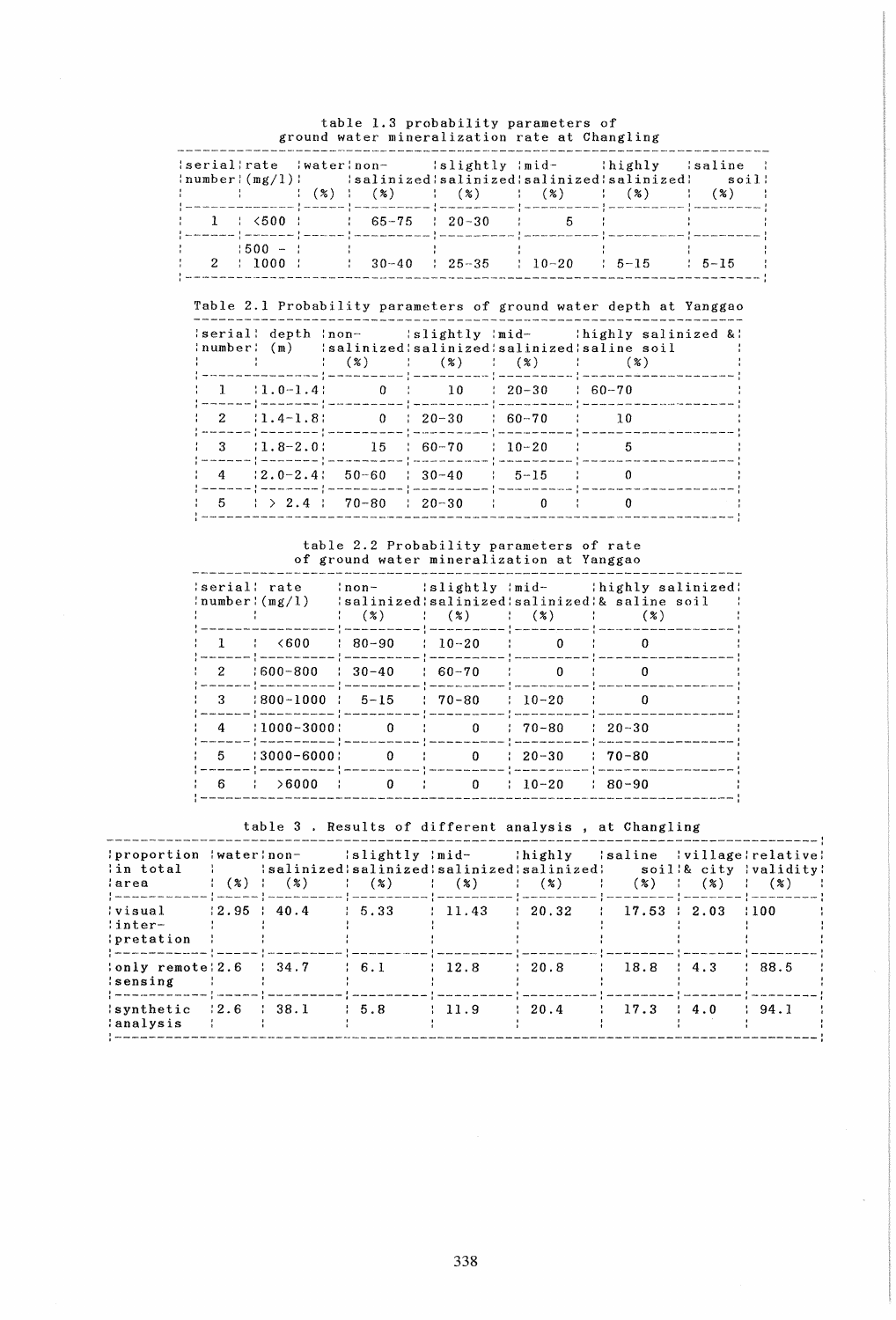table 1.3 probability parameters of ground water mineralization rate at Changling

| serial number | rate (mg/l) | water (%) | non-salinized (%) | slightly salinized (%) | mid-salinized (%) | highly salinized (%) | saline soil (%) |
|---|---|---|---|---|---|---|---|
| 1 | <500 | | 65-75 | 20-30 | 5 | | |
| 2 | 500 - 1000 | | 30-40 | 25-35 | 10-20 | 5-15 | 5-15 |

Table 2.1 Probability parameters of ground water depth at Yanggao

| serial number | depth (m) | non-salinized (%) | slightly salinized (%) | mid-salinized (%) | highly salinized & saline soil (%) |
|---|---|---|---|---|---|
| 1 | 1.0-1.4 | 0 | 10 | 20-30 | 60-70 |
| 2 | 1.4-1.8 | 0 | 20-30 | 60-70 | 10 |
| 3 | 1.8-2.0 | 15 | 60-70 | 10-20 | 5 |
| 4 | 2.0-2.4 | 50-60 | 30-40 | 5-15 | 0 |
| 5 | > 2.4 | 70-80 | 20-30 | 0 | 0 |

table 2.2 Probability parameters of rate of ground water mineralization at Yanggao

| serial number | rate (mg/l) | non-salinized (%) | slightly salinized (%) | mid-salinized (%) | highly salinized & saline soil (%) |
|---|---|---|---|---|---|
| 1 | <600 | 80-90 | 10-20 | 0 | 0 |
| 2 | 600-800 | 30-40 | 60-70 | 0 | 0 |
| 3 | 800-1000 | 5-15 | 70-80 | 10-20 | 0 |
| 4 | 1000-3000 | 0 | 0 | 70-80 | 20-30 |
| 5 | 3000-6000 | 0 | 0 | 20-30 | 70-80 |
| 6 | >6000 | 0 | 0 | 10-20 | 80-90 |

table 3 . Results of different analysis , at Changling

| proportion in total area | water (%) | non-salinized (%) | slightly salinized (%) | mid-salinized (%) | highly salinized (%) | saline soil (%) | village & city (%) | relative validity (%) |
|---|---|---|---|---|---|---|---|---|
| visual inter-pretation | 2.95 | 40.4 | 5.33 | 11.43 | 20.32 | 17.53 | 2.03 | 100 |
| only remote sensing | 2.6 | 34.7 | 6.1 | 12.8 | 20.8 | 18.8 | 4.3 | 88.5 |
| synthetic analysis | 2.6 | 38.1 | 5.8 | 11.9 | 20.4 | 17.3 | 4.0 | 94.1 |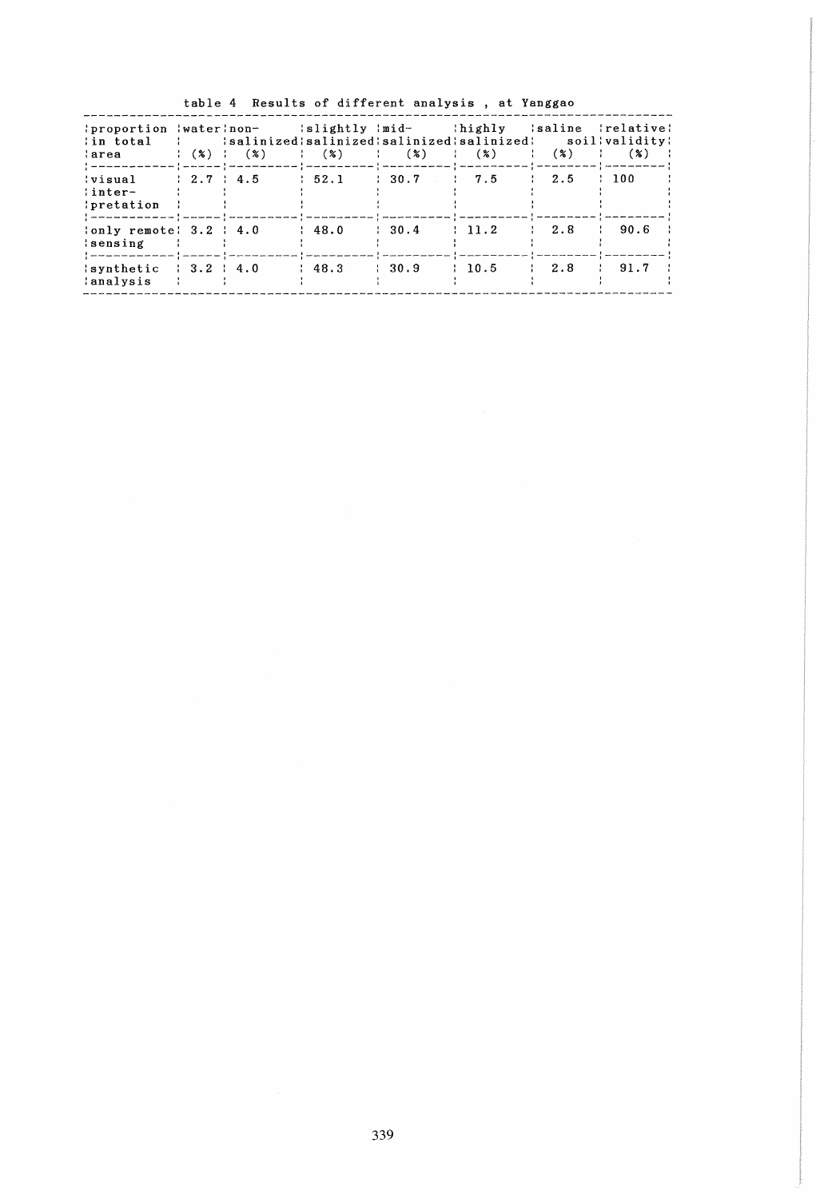table 4 Results of different analysis , at Yanggao

| proportion in total area | water (%) | non-salinized (%) | slightly salinized (%) | mid-salinized (%) | highly salinized (%) | saline soil (%) | relative validity (%) |
|---|---|---|---|---|---|---|---|
| visual inter-pretation | 2.7 | 4.5 | 52.1 | 30.7 | 7.5 | 2.5 | 100 |
| only remote sensing | 3.2 | 4.0 | 48.0 | 30.4 | 11.2 | 2.8 | 90.6 |
| synthetic analysis | 3.2 | 4.0 | 48.3 | 30.9 | 10.5 | 2.8 | 91.7 |